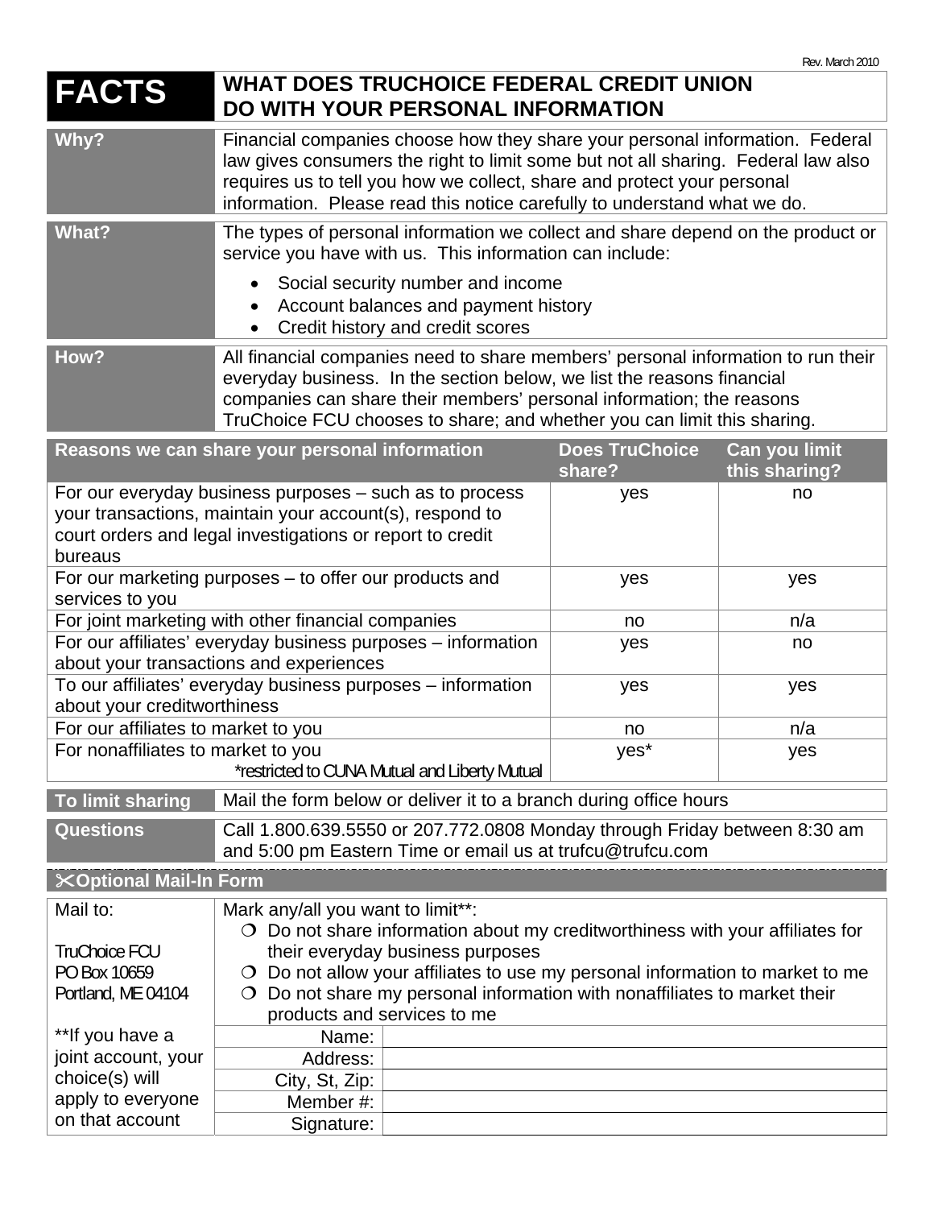Rev. March 2010

# FACTS — WHAT DOES TRUCHOICE FEDERAL CREDIT UNION DO WITH YOUR PERSONAL INFORMATION

| | |
|---|---|
| **Why?** | Financial companies choose how they share your personal information. Federal law gives consumers the right to limit some but not all sharing. Federal law also requires us to tell you how we collect, share and protect your personal information. Please read this notice carefully to understand what we do. |
| **What?** | The types of personal information we collect and share depend on the product or service you have with us. This information can include:<br>• Social security number and income<br>• Account balances and payment history<br>• Credit history and credit scores |
| **How?** | All financial companies need to share members' personal information to run their everyday business. In the section below, we list the reasons financial companies can share their members' personal information; the reasons TruChoice FCU chooses to share; and whether you can limit this sharing. |

| Reasons we can share your personal information | Does TruChoice share? | Can you limit this sharing? |
|---|---|---|
| For our everyday business purposes – such as to process your transactions, maintain your account(s), respond to court orders and legal investigations or report to credit bureaus | yes | no |
| For our marketing purposes – to offer our products and services to you | yes | yes |
| For joint marketing with other financial companies | no | n/a |
| For our affiliates' everyday business purposes – information about your transactions and experiences | yes | no |
| To our affiliates' everyday business purposes – information about your creditworthiness | yes | yes |
| For our affiliates to market to you | no | n/a |
| For nonaffiliates to market to you *restricted to CUNA Mutual and Liberty Mutual | yes* | yes |

| | |
|---|---|
| **To limit sharing** | Mail the form below or deliver it to a branch during office hours |
| **Questions** | Call 1.800.639.5550 or 207.772.0808 Monday through Friday between 8:30 am and 5:00 pm Eastern Time or email us at trufcu@trufcu.com |

## ✂Optional Mail-In Form

Mail to:

TruChoice FCU
PO Box 10659
Portland, ME 04104

Mark any/all you want to limit**:

- ❍ Do not share information about my creditworthiness with your affiliates for their everyday business purposes
- ❍ Do not allow your affiliates to use my personal information to market to me
- ❍ Do not share my personal information with nonaffiliates to market their products and services to me

| | |
|---|---|
| Name: | |
| Address: | |
| City, St, Zip: | |
| Member #: | |
| Signature: | |

**If you have a joint account, your choice(s) will apply to everyone on that account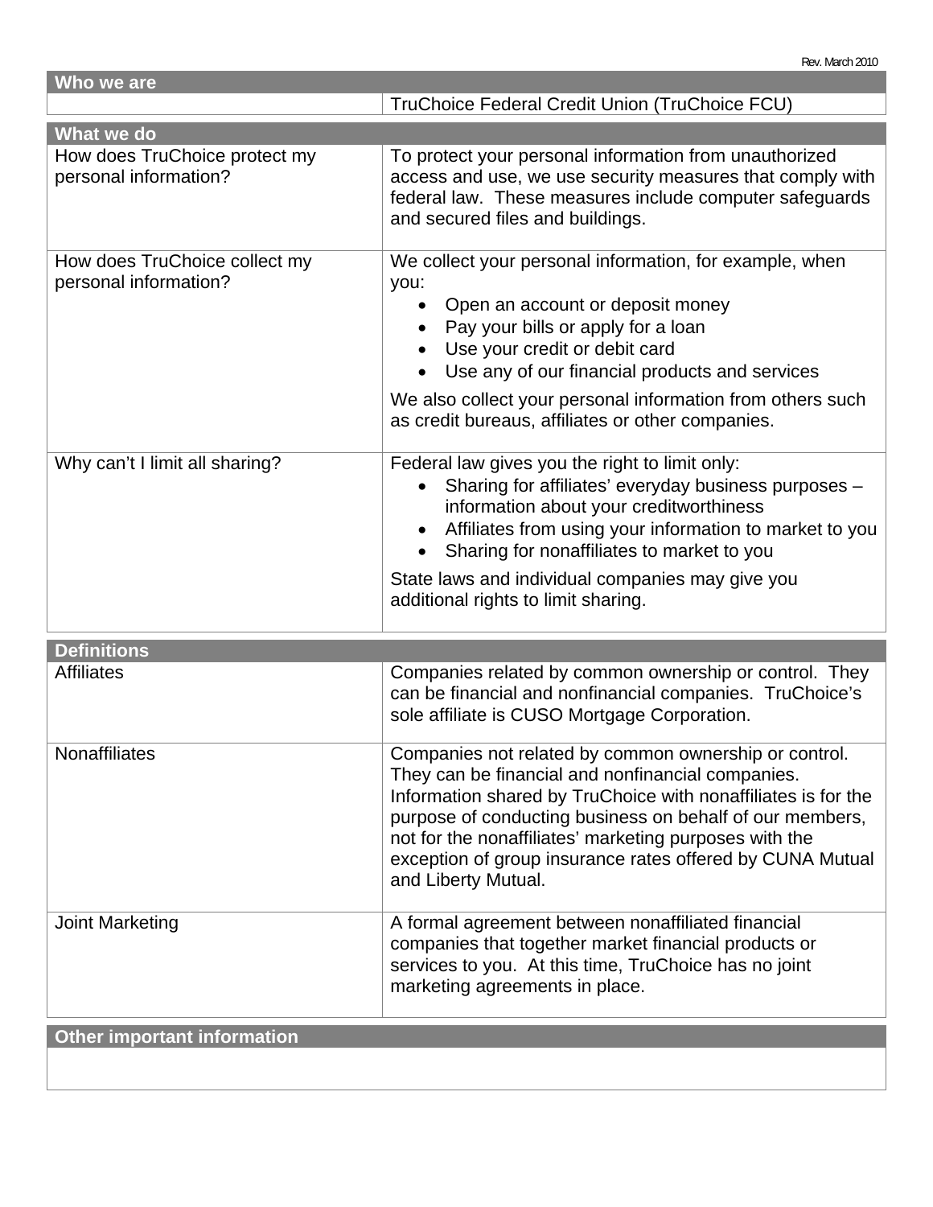Rev. March 2010

| Who we are | |
|---|---|
| | TruChoice Federal Credit Union (TruChoice FCU) |

| What we do | |
|---|---|
| How does TruChoice protect my personal information? | To protect your personal information from unauthorized access and use, we use security measures that comply with federal law. These measures include computer safeguards and secured files and buildings. |
| How does TruChoice collect my personal information? | We collect your personal information, for example, when you:<br>• Open an account or deposit money<br>• Pay your bills or apply for a loan<br>• Use your credit or debit card<br>• Use any of our financial products and services<br><br>We also collect your personal information from others such as credit bureaus, affiliates or other companies. |
| Why can't I limit all sharing? | Federal law gives you the right to limit only:<br>• Sharing for affiliates' everyday business purposes – information about your creditworthiness<br>• Affiliates from using your information to market to you<br>• Sharing for nonaffiliates to market to you<br><br>State laws and individual companies may give you additional rights to limit sharing. |

| Definitions | |
|---|---|
| Affiliates | Companies related by common ownership or control. They can be financial and nonfinancial companies. TruChoice's sole affiliate is CUSO Mortgage Corporation. |
| Nonaffiliates | Companies not related by common ownership or control. They can be financial and nonfinancial companies. Information shared by TruChoice with nonaffiliates is for the purpose of conducting business on behalf of our members, not for the nonaffiliates' marketing purposes with the exception of group insurance rates offered by CUNA Mutual and Liberty Mutual. |
| Joint Marketing | A formal agreement between nonaffiliated financial companies that together market financial products or services to you. At this time, TruChoice has no joint marketing agreements in place. |

| Other important information |
|---|
| |